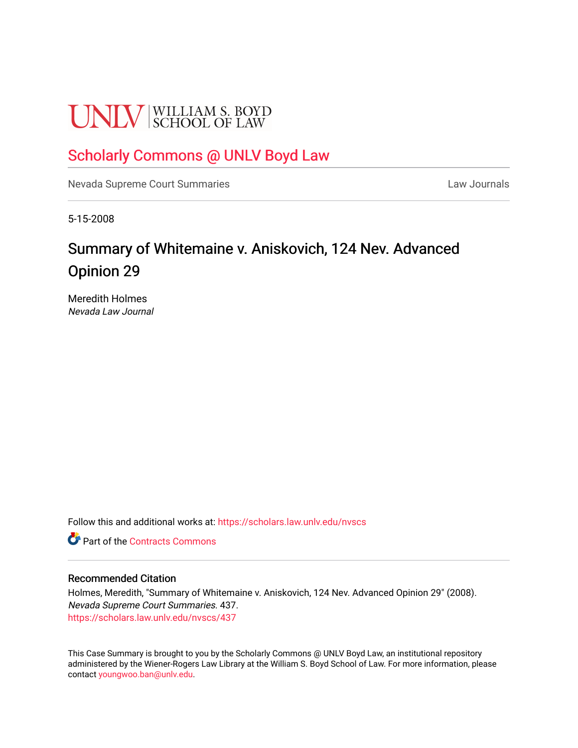UNLV | WILLIAM S. BOYD SCHOOL OF LAW

# Scholarly Commons @ UNLV Boyd Law

Nevada Supreme Court Summaries | Law Journals

5-15-2008

## Summary of Whitemaine v. Aniskovich, 124 Nev. Advanced Opinion 29

Meredith Holmes
*Nevada Law Journal*

Follow this and additional works at: https://scholars.law.unlv.edu/nvscs

Part of the Contracts Commons

### Recommended Citation

Holmes, Meredith, "Summary of Whitemaine v. Aniskovich, 124 Nev. Advanced Opinion 29" (2008). *Nevada Supreme Court Summaries*. 437.
https://scholars.law.unlv.edu/nvscs/437

This Case Summary is brought to you by the Scholarly Commons @ UNLV Boyd Law, an institutional repository administered by the Wiener-Rogers Law Library at the William S. Boyd School of Law. For more information, please contact youngwoo.ban@unlv.edu.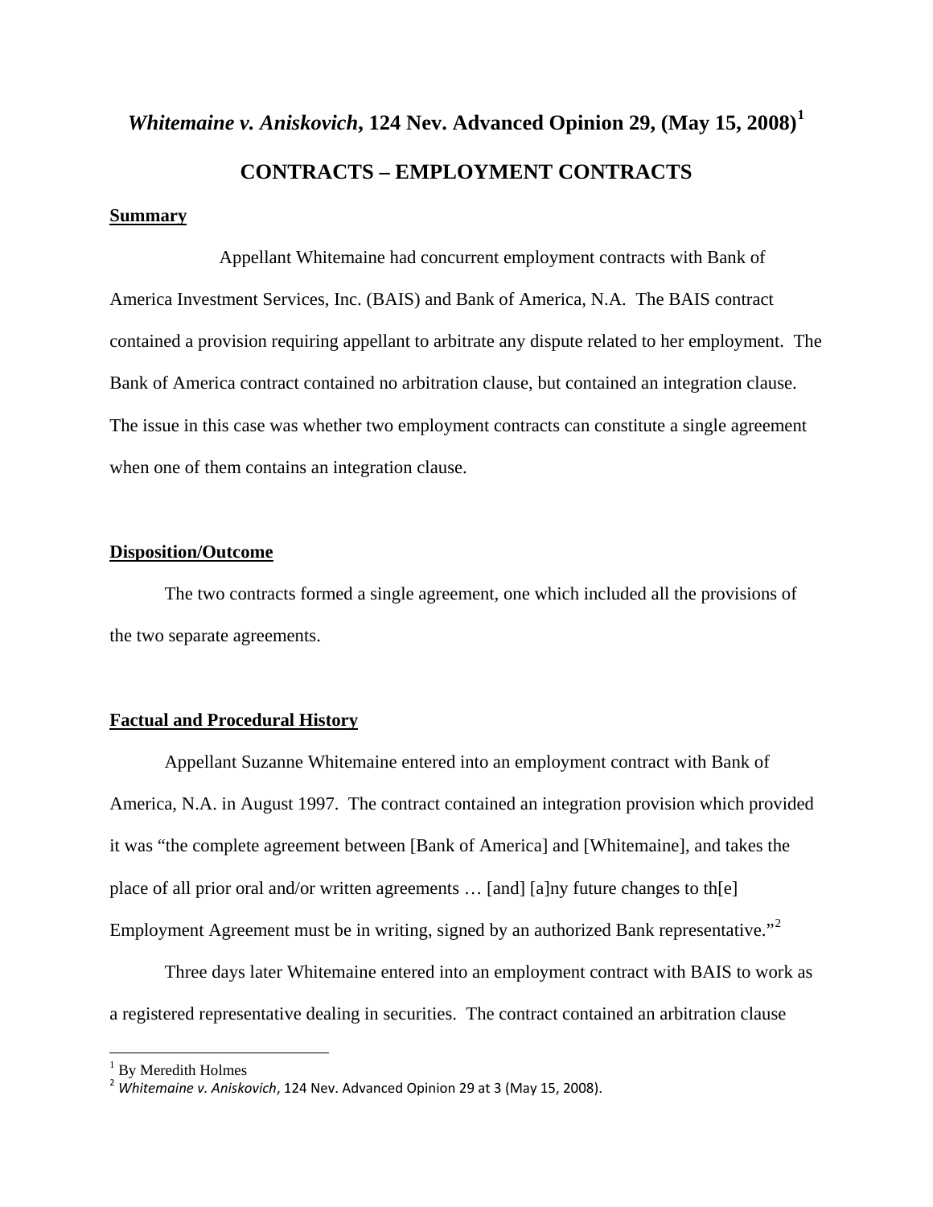# *Whitemaine v. Aniskovich*, 124 Nev. Advanced Opinion 29, (May 15, 2008)[1]

## CONTRACTS – EMPLOYMENT CONTRACTS

**Summary**

Appellant Whitemaine had concurrent employment contracts with Bank of America Investment Services, Inc. (BAIS) and Bank of America, N.A. The BAIS contract contained a provision requiring appellant to arbitrate any dispute related to her employment. The Bank of America contract contained no arbitration clause, but contained an integration clause. The issue in this case was whether two employment contracts can constitute a single agreement when one of them contains an integration clause.

**Disposition/Outcome**

The two contracts formed a single agreement, one which included all the provisions of the two separate agreements.

**Factual and Procedural History**

Appellant Suzanne Whitemaine entered into an employment contract with Bank of America, N.A. in August 1997. The contract contained an integration provision which provided it was "the complete agreement between [Bank of America] and [Whitemaine], and takes the place of all prior oral and/or written agreements … [and] [a]ny future changes to th[e] Employment Agreement must be in writing, signed by an authorized Bank representative."[2]

Three days later Whitemaine entered into an employment contract with BAIS to work as a registered representative dealing in securities. The contract contained an arbitration clause

---

[1] By Meredith Holmes

[2] *Whitemaine v. Aniskovich*, 124 Nev. Advanced Opinion 29 at 3 (May 15, 2008).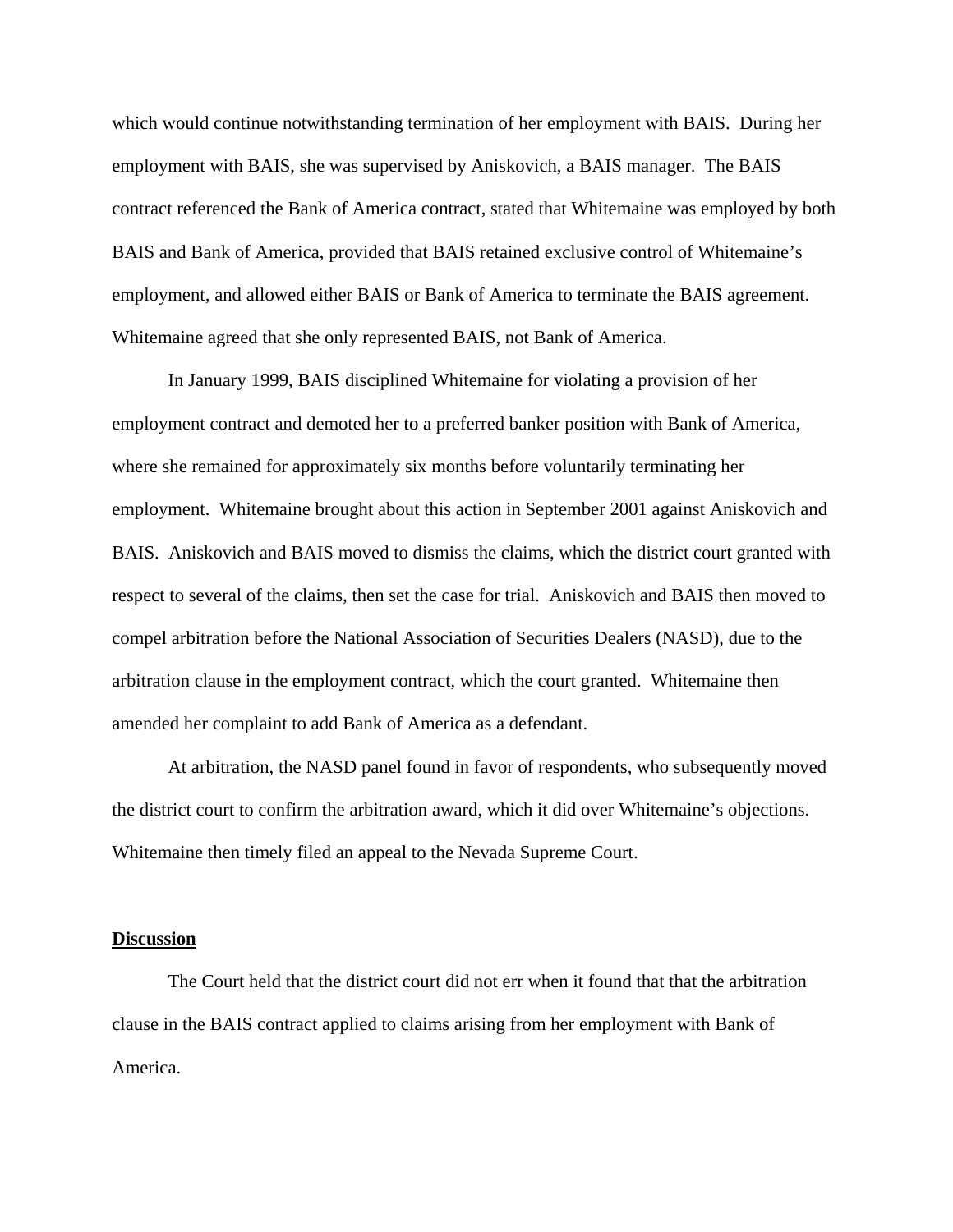which would continue notwithstanding termination of her employment with BAIS. During her employment with BAIS, she was supervised by Aniskovich, a BAIS manager. The BAIS contract referenced the Bank of America contract, stated that Whitemaine was employed by both BAIS and Bank of America, provided that BAIS retained exclusive control of Whitemaine's employment, and allowed either BAIS or Bank of America to terminate the BAIS agreement. Whitemaine agreed that she only represented BAIS, not Bank of America.

In January 1999, BAIS disciplined Whitemaine for violating a provision of her employment contract and demoted her to a preferred banker position with Bank of America, where she remained for approximately six months before voluntarily terminating her employment. Whitemaine brought about this action in September 2001 against Aniskovich and BAIS. Aniskovich and BAIS moved to dismiss the claims, which the district court granted with respect to several of the claims, then set the case for trial. Aniskovich and BAIS then moved to compel arbitration before the National Association of Securities Dealers (NASD), due to the arbitration clause in the employment contract, which the court granted. Whitemaine then amended her complaint to add Bank of America as a defendant.

At arbitration, the NASD panel found in favor of respondents, who subsequently moved the district court to confirm the arbitration award, which it did over Whitemaine's objections. Whitemaine then timely filed an appeal to the Nevada Supreme Court.

**Discussion**

The Court held that the district court did not err when it found that that the arbitration clause in the BAIS contract applied to claims arising from her employment with Bank of America.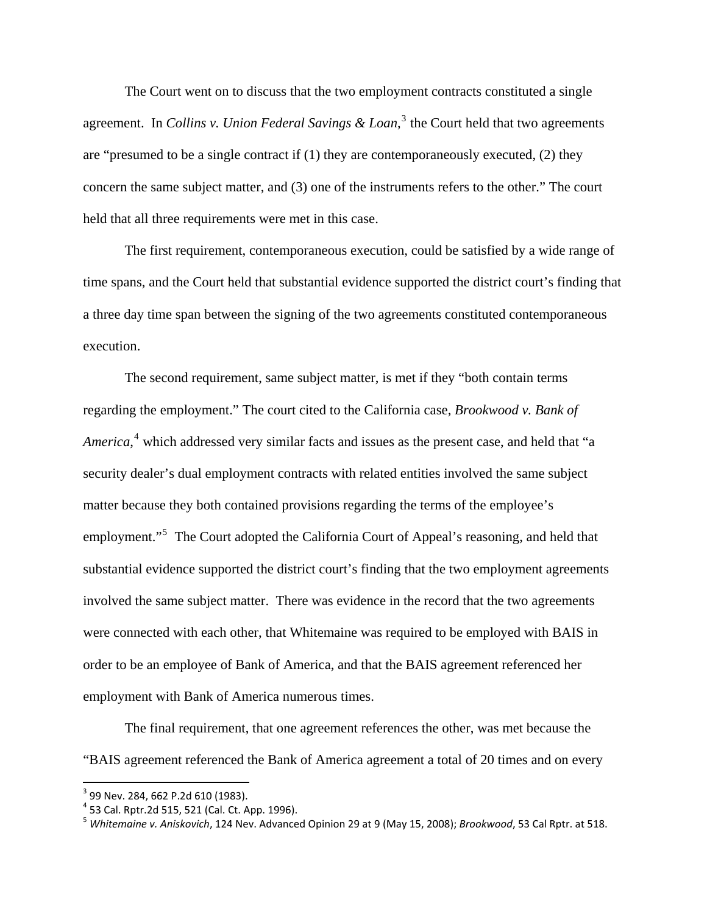The Court went on to discuss that the two employment contracts constituted a single agreement. In *Collins v. Union Federal Savings & Loan*,[3] the Court held that two agreements are "presumed to be a single contract if (1) they are contemporaneously executed, (2) they concern the same subject matter, and (3) one of the instruments refers to the other." The court held that all three requirements were met in this case.

The first requirement, contemporaneous execution, could be satisfied by a wide range of time spans, and the Court held that substantial evidence supported the district court's finding that a three day time span between the signing of the two agreements constituted contemporaneous execution.

The second requirement, same subject matter, is met if they "both contain terms regarding the employment." The court cited to the California case, *Brookwood v. Bank of America*,[4] which addressed very similar facts and issues as the present case, and held that "a security dealer's dual employment contracts with related entities involved the same subject matter because they both contained provisions regarding the terms of the employee's employment."[5] The Court adopted the California Court of Appeal's reasoning, and held that substantial evidence supported the district court's finding that the two employment agreements involved the same subject matter. There was evidence in the record that the two agreements were connected with each other, that Whitemaine was required to be employed with BAIS in order to be an employee of Bank of America, and that the BAIS agreement referenced her employment with Bank of America numerous times.

The final requirement, that one agreement references the other, was met because the "BAIS agreement referenced the Bank of America agreement a total of 20 times and on every

[3] 99 Nev. 284, 662 P.2d 610 (1983).
[4] 53 Cal. Rptr.2d 515, 521 (Cal. Ct. App. 1996).
[5] *Whitemaine v. Aniskovich*, 124 Nev. Advanced Opinion 29 at 9 (May 15, 2008); *Brookwood*, 53 Cal Rptr. at 518.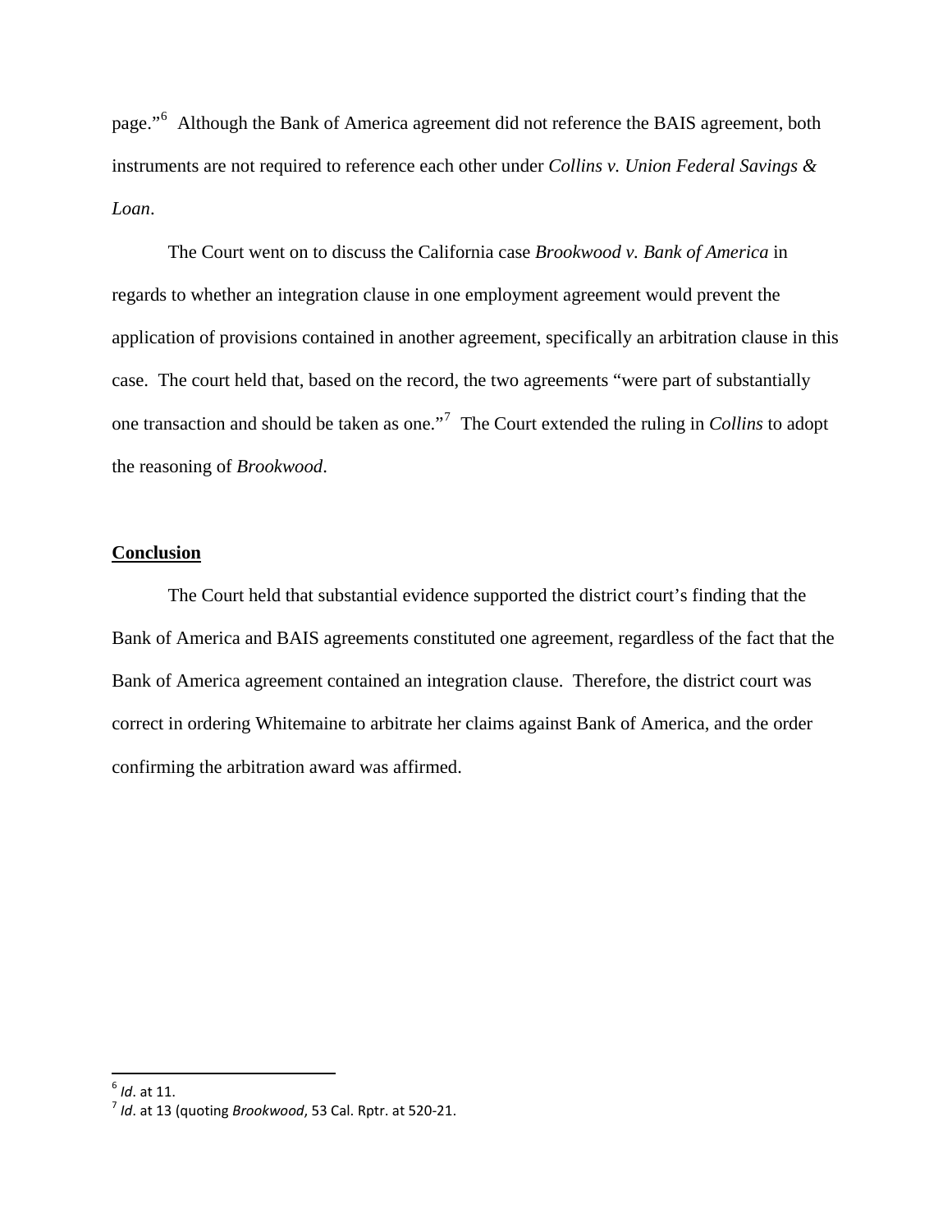page."[6] Although the Bank of America agreement did not reference the BAIS agreement, both instruments are not required to reference each other under *Collins v. Union Federal Savings & Loan*.

The Court went on to discuss the California case *Brookwood v. Bank of America* in regards to whether an integration clause in one employment agreement would prevent the application of provisions contained in another agreement, specifically an arbitration clause in this case. The court held that, based on the record, the two agreements "were part of substantially one transaction and should be taken as one."[7] The Court extended the ruling in *Collins* to adopt the reasoning of *Brookwood*.

**<u>Conclusion</u>**

The Court held that substantial evidence supported the district court's finding that the Bank of America and BAIS agreements constituted one agreement, regardless of the fact that the Bank of America agreement contained an integration clause. Therefore, the district court was correct in ordering Whitemaine to arbitrate her claims against Bank of America, and the order confirming the arbitration award was affirmed.

[6] *Id*. at 11.

[7] *Id*. at 13 (quoting *Brookwood*, 53 Cal. Rptr. at 520-21.